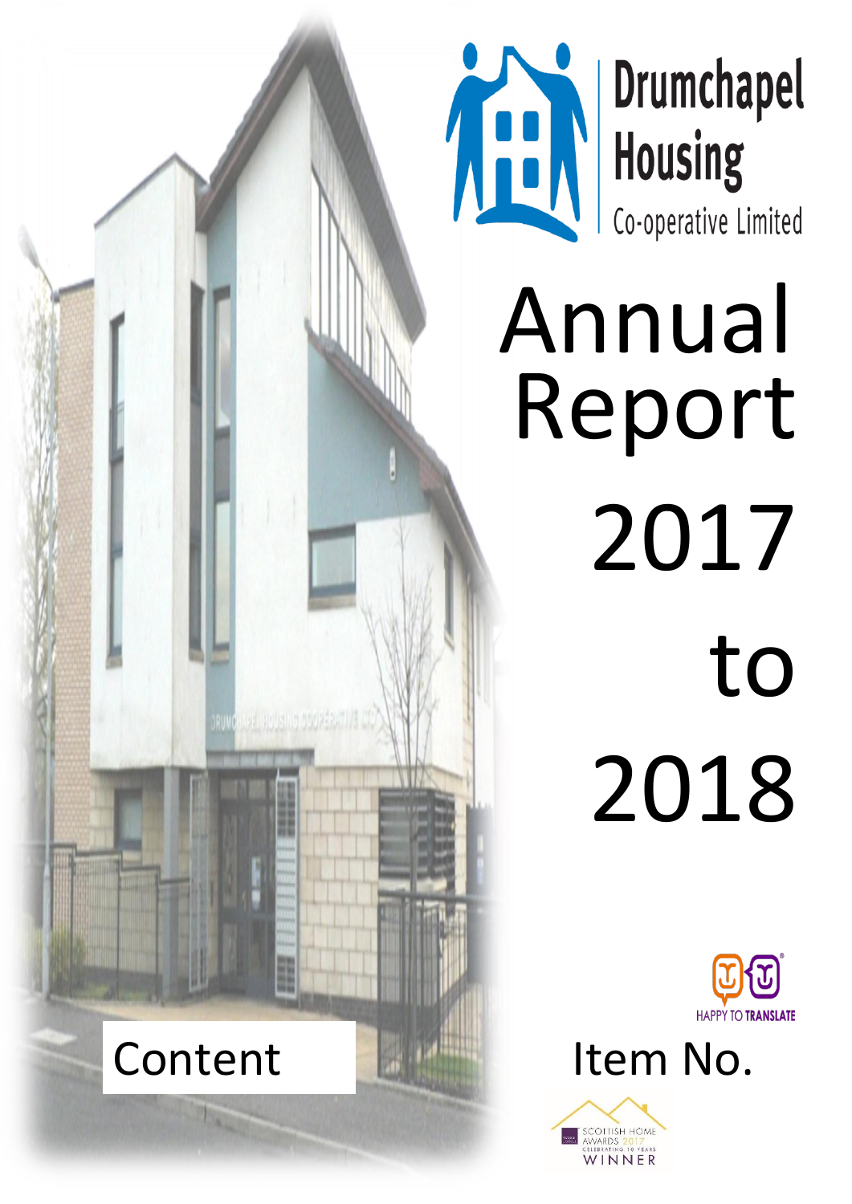Drumchapel Housing Co-operative Limited

# Annual Report 2017 to 2018

Happy to Translate

Content

Item No.

Scottish Home Awards 2017 Celebrating 10 Years Winner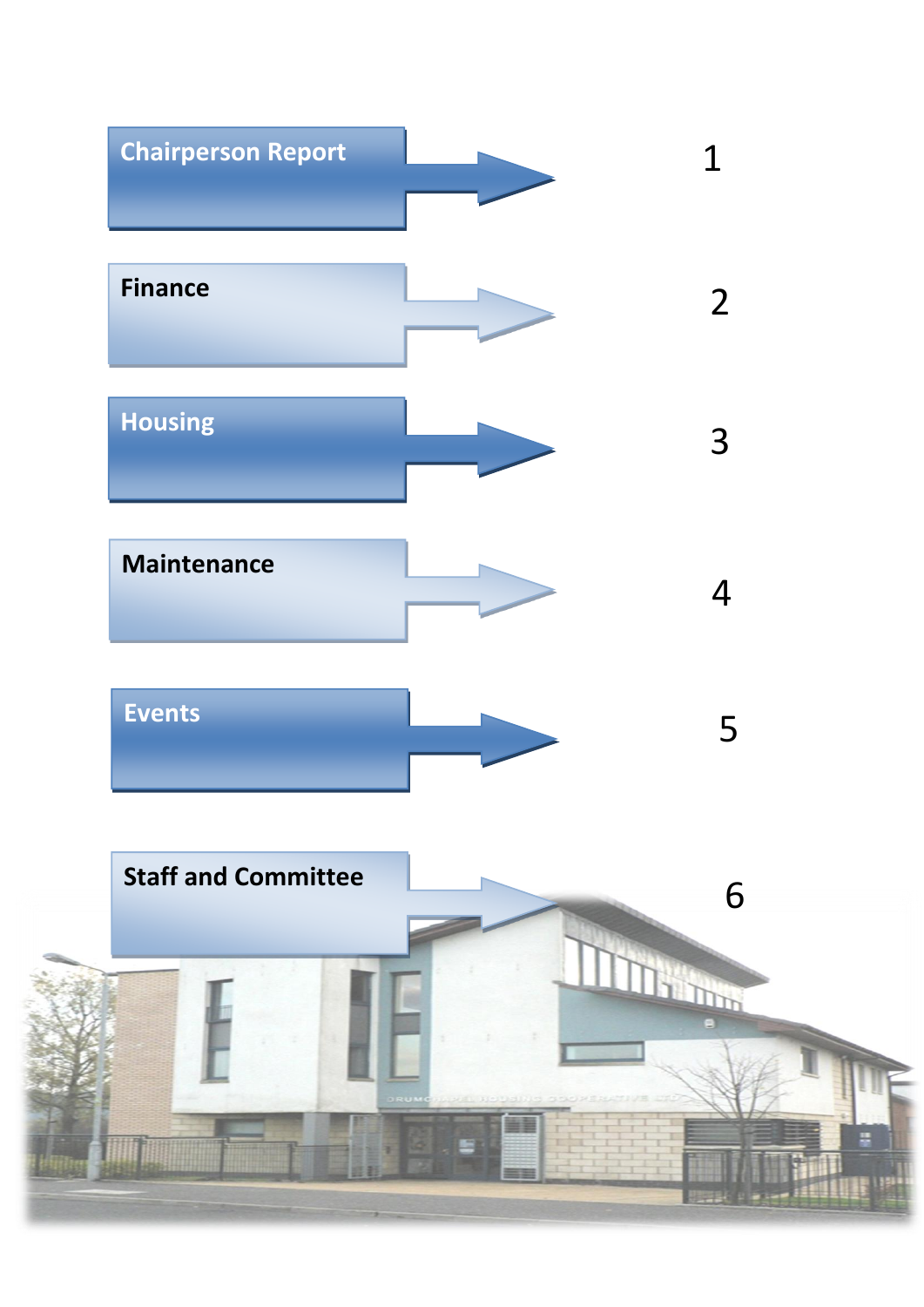| Section | Page |
| --- | --- |
| Chairperson Report | 1 |
| Finance | 2 |
| Housing | 3 |
| Maintenance | 4 |
| Events | 5 |
| Staff and Committee | 6 |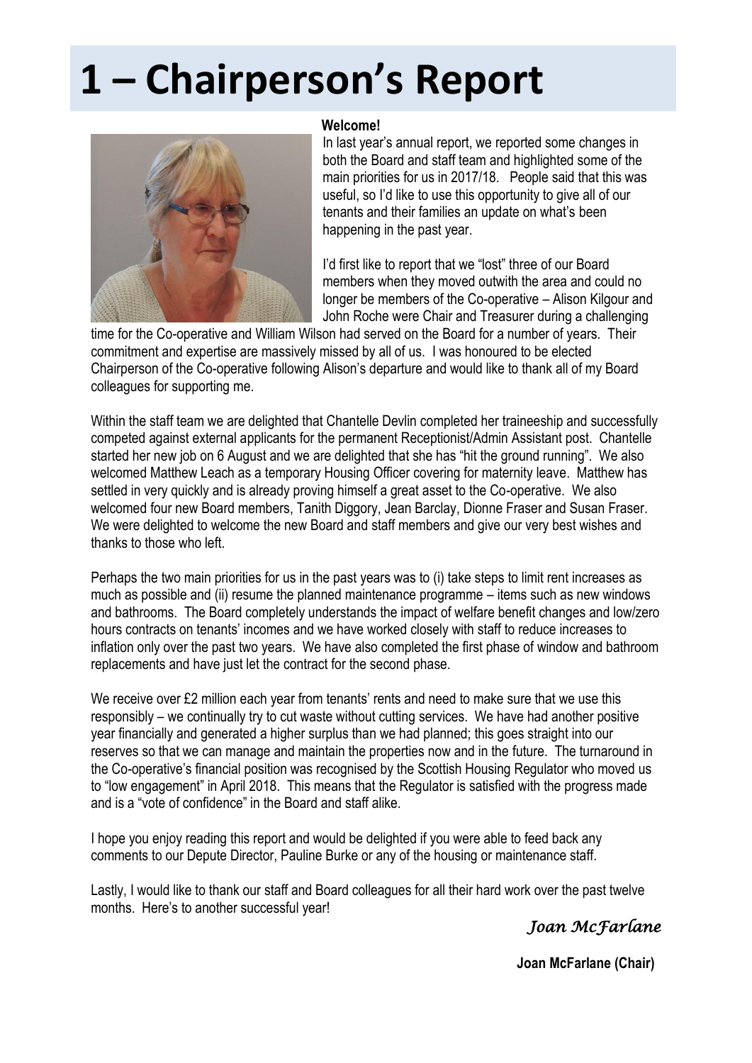# 1 – Chairperson's Report

**Welcome!**

In last year's annual report, we reported some changes in both the Board and staff team and highlighted some of the main priorities for us in 2017/18. People said that this was useful, so I'd like to use this opportunity to give all of our tenants and their families an update on what's been happening in the past year.

I'd first like to report that we "lost" three of our Board members when they moved outwith the area and could no longer be members of the Co-operative – Alison Kilgour and John Roche were Chair and Treasurer during a challenging time for the Co-operative and William Wilson had served on the Board for a number of years. Their commitment and expertise are massively missed by all of us. I was honoured to be elected Chairperson of the Co-operative following Alison's departure and would like to thank all of my Board colleagues for supporting me.

Within the staff team we are delighted that Chantelle Devlin completed her traineeship and successfully competed against external applicants for the permanent Receptionist/Admin Assistant post. Chantelle started her new job on 6 August and we are delighted that she has "hit the ground running". We also welcomed Matthew Leach as a temporary Housing Officer covering for maternity leave. Matthew has settled in very quickly and is already proving himself a great asset to the Co-operative. We also welcomed four new Board members, Tanith Diggory, Jean Barclay, Dionne Fraser and Susan Fraser. We were delighted to welcome the new Board and staff members and give our very best wishes and thanks to those who left.

Perhaps the two main priorities for us in the past years was to (i) take steps to limit rent increases as much as possible and (ii) resume the planned maintenance programme – items such as new windows and bathrooms. The Board completely understands the impact of welfare benefit changes and low/zero hours contracts on tenants' incomes and we have worked closely with staff to reduce increases to inflation only over the past two years. We have also completed the first phase of window and bathroom replacements and have just let the contract for the second phase.

We receive over £2 million each year from tenants' rents and need to make sure that we use this responsibly – we continually try to cut waste without cutting services. We have had another positive year financially and generated a higher surplus than we had planned; this goes straight into our reserves so that we can manage and maintain the properties now and in the future. The turnaround in the Co-operative's financial position was recognised by the Scottish Housing Regulator who moved us to "low engagement" in April 2018. This means that the Regulator is satisfied with the progress made and is a "vote of confidence" in the Board and staff alike.

I hope you enjoy reading this report and would be delighted if you were able to feed back any comments to our Depute Director, Pauline Burke or any of the housing or maintenance staff.

Lastly, I would like to thank our staff and Board colleagues for all their hard work over the past twelve months. Here's to another successful year!

*Joan McFarlane*

**Joan McFarlane (Chair)**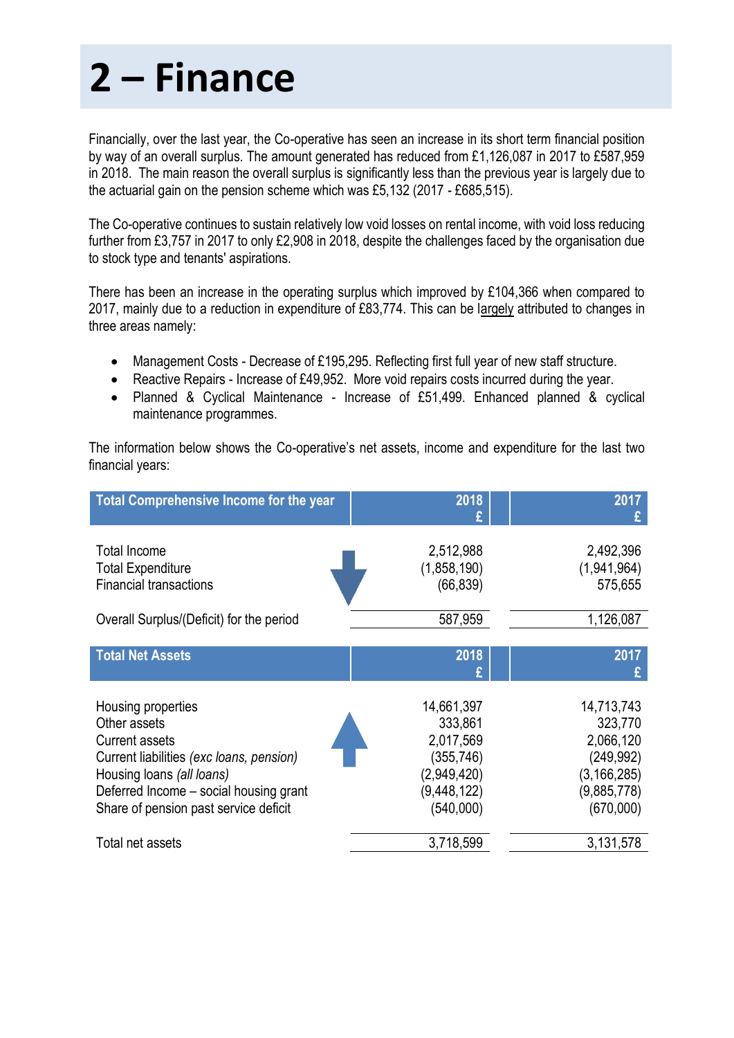# 2 – Finance

Financially, over the last year, the Co-operative has seen an increase in its short term financial position by way of an overall surplus. The amount generated has reduced from £1,126,087 in 2017 to £587,959 in 2018. The main reason the overall surplus is significantly less than the previous year is largely due to the actuarial gain on the pension scheme which was £5,132 (2017 - £685,515).

The Co-operative continues to sustain relatively low void losses on rental income, with void loss reducing further from £3,757 in 2017 to only £2,908 in 2018, despite the challenges faced by the organisation due to stock type and tenants' aspirations.

There has been an increase in the operating surplus which improved by £104,366 when compared to 2017, mainly due to a reduction in expenditure of £83,774. This can be largely attributed to changes in three areas namely:

- Management Costs - Decrease of £195,295. Reflecting first full year of new staff structure.
- Reactive Repairs - Increase of £49,952. More void repairs costs incurred during the year.
- Planned & Cyclical Maintenance - Increase of £51,499. Enhanced planned & cyclical maintenance programmes.

The information below shows the Co-operative's net assets, income and expenditure for the last two financial years:

| Total Comprehensive Income for the year | 2018 £ | 2017 £ |
|---|---|---|
| Total Income | 2,512,988 | 2,492,396 |
| Total Expenditure | (1,858,190) | (1,941,964) |
| Financial transactions | (66,839) | 575,655 |
| Overall Surplus/(Deficit) for the period | 587,959 | 1,126,087 |

| Total Net Assets | 2018 £ | 2017 £ |
|---|---|---|
| Housing properties | 14,661,397 | 14,713,743 |
| Other assets | 333,861 | 323,770 |
| Current assets | 2,017,569 | 2,066,120 |
| Current liabilities *(exc loans, pension)* | (355,746) | (249,992) |
| Housing loans *(all loans)* | (2,949,420) | (3,166,285) |
| Deferred Income – social housing grant | (9,448,122) | (9,885,778) |
| Share of pension past service deficit | (540,000) | (670,000) |
| Total net assets | 3,718,599 | 3,131,578 |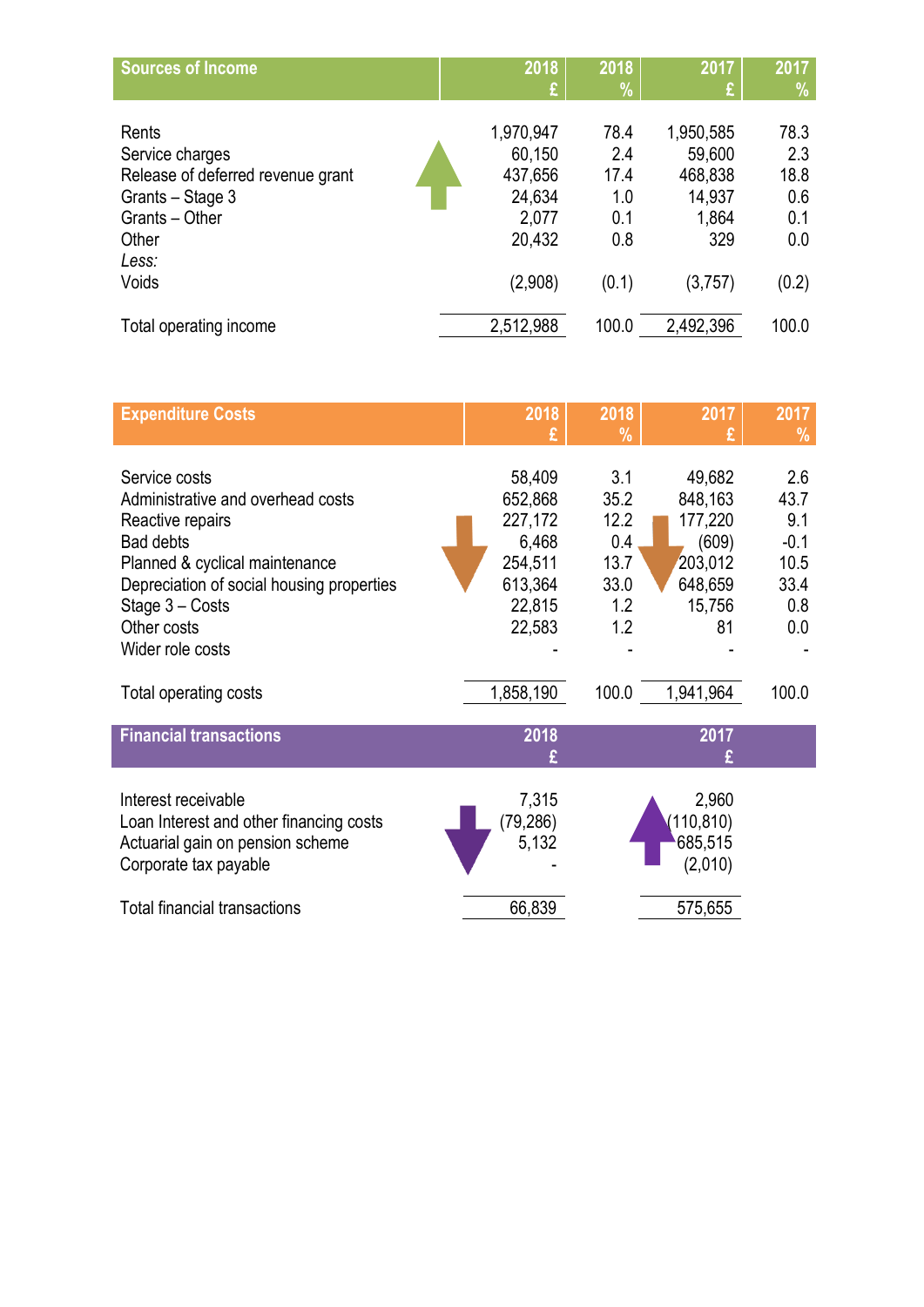| Sources of Income | 2018 £ | 2018 % | 2017 £ | 2017 % |
|---|---|---|---|---|
| Rents | 1,970,947 | 78.4 | 1,950,585 | 78.3 |
| Service charges | 60,150 | 2.4 | 59,600 | 2.3 |
| Release of deferred revenue grant | 437,656 | 17.4 | 468,838 | 18.8 |
| Grants – Stage 3 | 24,634 | 1.0 | 14,937 | 0.6 |
| Grants – Other | 2,077 | 0.1 | 1,864 | 0.1 |
| Other | 20,432 | 0.8 | 329 | 0.0 |
| *Less:* | | | | |
| Voids | (2,908) | (0.1) | (3,757) | (0.2) |
| Total operating income | 2,512,988 | 100.0 | 2,492,396 | 100.0 |

| Expenditure Costs | 2018 £ | 2018 % | 2017 £ | 2017 % |
|---|---|---|---|---|
| Service costs | 58,409 | 3.1 | 49,682 | 2.6 |
| Administrative and overhead costs | 652,868 | 35.2 | 848,163 | 43.7 |
| Reactive repairs | 227,172 | 12.2 | 177,220 | 9.1 |
| Bad debts | 6,468 | 0.4 | (609) | -0.1 |
| Planned & cyclical maintenance | 254,511 | 13.7 | 203,012 | 10.5 |
| Depreciation of social housing properties | 613,364 | 33.0 | 648,659 | 33.4 |
| Stage 3 – Costs | 22,815 | 1.2 | 15,756 | 0.8 |
| Other costs | 22,583 | 1.2 | 81 | 0.0 |
| Wider role costs | - | - | - | - |
| Total operating costs | 1,858,190 | 100.0 | 1,941,964 | 100.0 |

| Financial transactions | 2018 £ | 2017 £ |
|---|---|---|
| Interest receivable | 7,315 | 2,960 |
| Loan Interest and other financing costs | (79,286) | (110,810) |
| Actuarial gain on pension scheme | 5,132 | 685,515 |
| Corporate tax payable | - | (2,010) |
| Total financial transactions | 66,839 | 575,655 |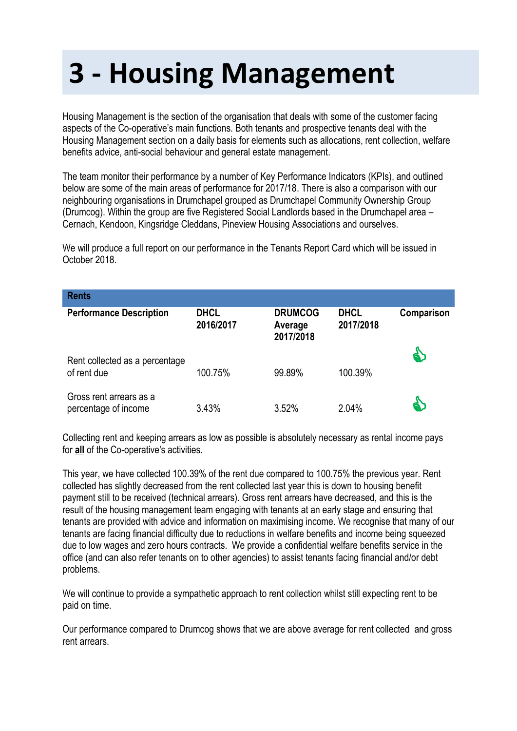# 3 - Housing Management

Housing Management is the section of the organisation that deals with some of the customer facing aspects of the Co-operative's main functions. Both tenants and prospective tenants deal with the Housing Management section on a daily basis for elements such as allocations, rent collection, welfare benefits advice, anti-social behaviour and general estate management.

The team monitor their performance by a number of Key Performance Indicators (KPIs), and outlined below are some of the main areas of performance for 2017/18. There is also a comparison with our neighbouring organisations in Drumchapel grouped as Drumchapel Community Ownership Group (Drumcog). Within the group are five Registered Social Landlords based in the Drumchapel area – Cernach, Kendoon, Kingsridge Cleddans, Pineview Housing Associations and ourselves.

We will produce a full report on our performance in the Tenants Report Card which will be issued in October 2018.

| Rents | | | | |
|---|---|---|---|---|
| **Performance Description** | **DHCL 2016/2017** | **DRUMCOG Average 2017/2018** | **DHCL 2017/2018** | **Comparison** |
| Rent collected as a percentage of rent due | 100.75% | 99.89% | 100.39% | 👍 |
| Gross rent arrears as a percentage of income | 3.43% | 3.52% | 2.04% | 👍 |

Collecting rent and keeping arrears as low as possible is absolutely necessary as rental income pays for **all** of the Co-operative's activities.

This year, we have collected 100.39% of the rent due compared to 100.75% the previous year. Rent collected has slightly decreased from the rent collected last year this is down to housing benefit payment still to be received (technical arrears). Gross rent arrears have decreased, and this is the result of the housing management team engaging with tenants at an early stage and ensuring that tenants are provided with advice and information on maximising income. We recognise that many of our tenants are facing financial difficulty due to reductions in welfare benefits and income being squeezed due to low wages and zero hours contracts. We provide a confidential welfare benefits service in the office (and can also refer tenants on to other agencies) to assist tenants facing financial and/or debt problems.

We will continue to provide a sympathetic approach to rent collection whilst still expecting rent to be paid on time.

Our performance compared to Drumcog shows that we are above average for rent collected and gross rent arrears.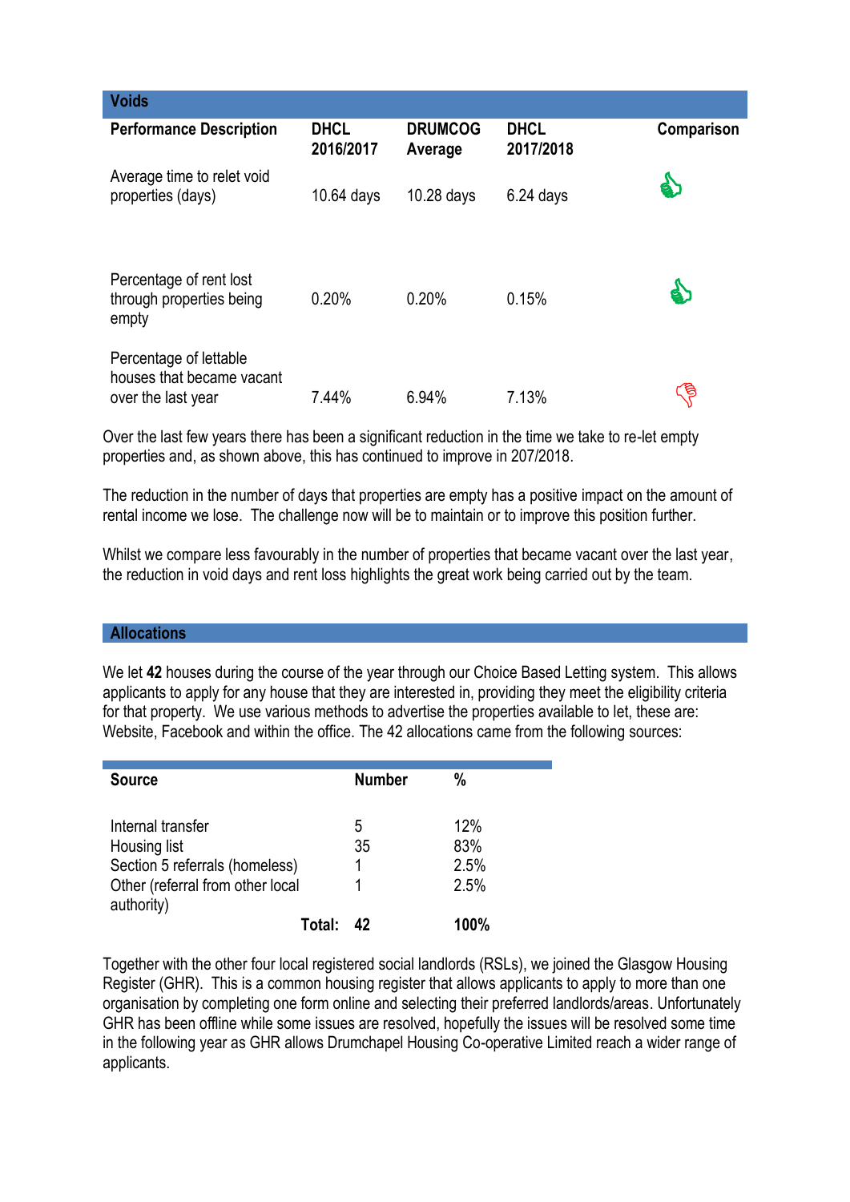## Voids

| Performance Description | DHCL 2016/2017 | DRUMCOG Average | DHCL 2017/2018 | Comparison |
|---|---|---|---|---|
| Average time to relet void properties (days) | 10.64 days | 10.28 days | 6.24 days | 👍 |
| Percentage of rent lost through properties being empty | 0.20% | 0.20% | 0.15% | 👍 |
| Percentage of lettable houses that became vacant over the last year | 7.44% | 6.94% | 7.13% | 👎 |

Over the last few years there has been a significant reduction in the time we take to re-let empty properties and, as shown above, this has continued to improve in 207/2018.

The reduction in the number of days that properties are empty has a positive impact on the amount of rental income we lose. The challenge now will be to maintain or to improve this position further.

Whilst we compare less favourably in the number of properties that became vacant over the last year, the reduction in void days and rent loss highlights the great work being carried out by the team.

## Allocations

We let **42** houses during the course of the year through our Choice Based Letting system. This allows applicants to apply for any house that they are interested in, providing they meet the eligibility criteria for that property. We use various methods to advertise the properties available to let, these are: Website, Facebook and within the office. The 42 allocations came from the following sources:

| Source | Number | % |
|---|---|---|
| Internal transfer | 5 | 12% |
| Housing list | 35 | 83% |
| Section 5 referrals (homeless) | 1 | 2.5% |
| Other (referral from other local authority) | 1 | 2.5% |
| **Total:** | **42** | **100%** |

Together with the other four local registered social landlords (RSLs), we joined the Glasgow Housing Register (GHR). This is a common housing register that allows applicants to apply to more than one organisation by completing one form online and selecting their preferred landlords/areas. Unfortunately GHR has been offline while some issues are resolved, hopefully the issues will be resolved some time in the following year as GHR allows Drumchapel Housing Co-operative Limited reach a wider range of applicants.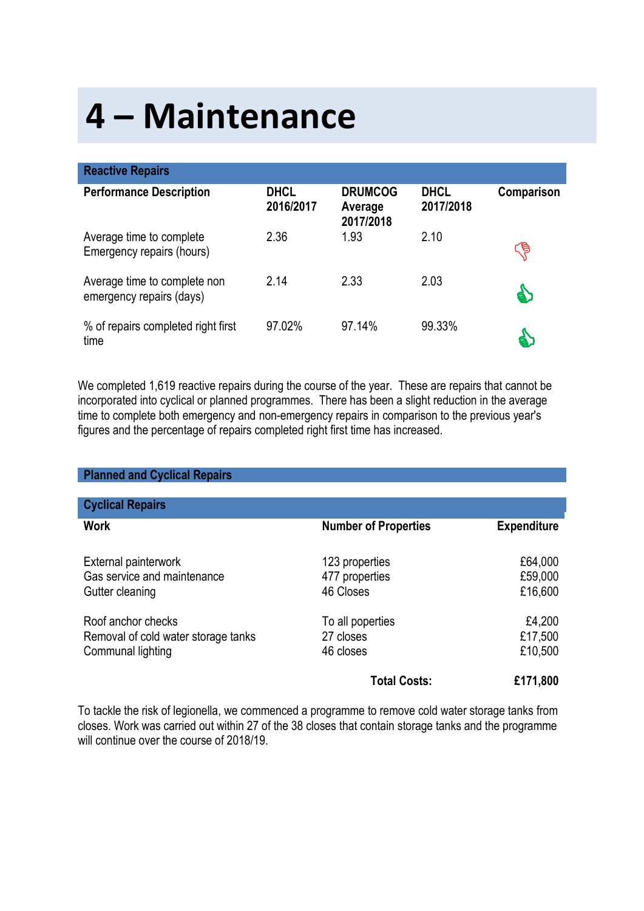# 4 – Maintenance

| Reactive Repairs | | | | |
|---|---|---|---|---|
| **Performance Description** | **DHCL 2016/2017** | **DRUMCOG Average 2017/2018** | **DHCL 2017/2018** | **Comparison** |
| Average time to complete Emergency repairs (hours) | 2.36 | 1.93 | 2.10 | 👎 |
| Average time to complete non emergency repairs (days) | 2.14 | 2.33 | 2.03 | 👍 |
| % of repairs completed right first time | 97.02% | 97.14% | 99.33% | 👍 |

We completed 1,619 reactive repairs during the course of the year. These are repairs that cannot be incorporated into cyclical or planned programmes. There has been a slight reduction in the average time to complete both emergency and non-emergency repairs in comparison to the previous year's figures and the percentage of repairs completed right first time has increased.

## Planned and Cyclical Repairs

| Cyclical Repairs | | |
|---|---|---|
| **Work** | **Number of Properties** | **Expenditure** |
| External painterwork | 123 properties | £64,000 |
| Gas service and maintenance | 477 properties | £59,000 |
| Gutter cleaning | 46 Closes | £16,600 |
| Roof anchor checks | To all pqperties | £4,200 |
| Removal of cold water storage tanks | 27 closes | £17,500 |
| Communal lighting | 46 closes | £10,500 |
| | **Total Costs:** | **£171,800** |

To tackle the risk of legionella, we commenced a programme to remove cold water storage tanks from closes. Work was carried out within 27 of the 38 closes that contain storage tanks and the programme will continue over the course of 2018/19.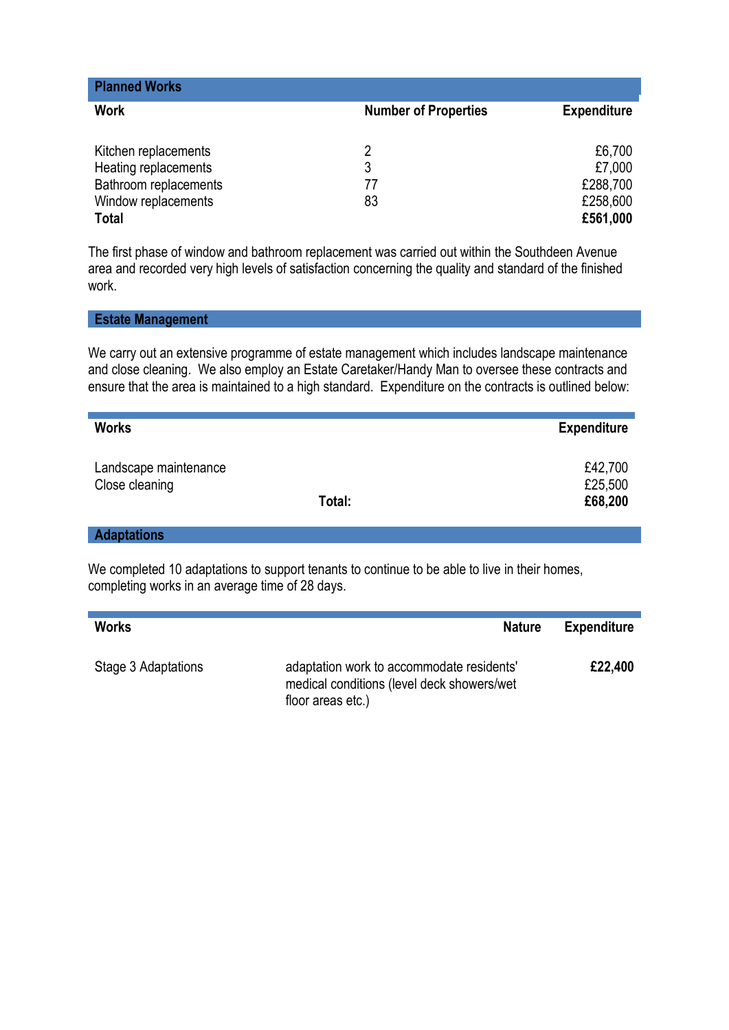## Planned Works

| Work | Number of Properties | Expenditure |
|---|---|---|
| Kitchen replacements | 2 | £6,700 |
| Heating replacements | 3 | £7,000 |
| Bathroom replacements | 77 | £288,700 |
| Window replacements | 83 | £258,600 |
| **Total** | | **£561,000** |

The first phase of window and bathroom replacement was carried out within the Southdeen Avenue area and recorded very high levels of satisfaction concerning the quality and standard of the finished work.

## Estate Management

We carry out an extensive programme of estate management which includes landscape maintenance and close cleaning. We also employ an Estate Caretaker/Handy Man to oversee these contracts and ensure that the area is maintained to a high standard. Expenditure on the contracts is outlined below:

| Works | | Expenditure |
|---|---|---|
| Landscape maintenance | | £42,700 |
| Close cleaning | | £25,500 |
| | **Total:** | **£68,200** |

## Adaptations

We completed 10 adaptations to support tenants to continue to be able to live in their homes, completing works in an average time of 28 days.

| Works | Nature | Expenditure |
|---|---|---|
| Stage 3 Adaptations | adaptation work to accommodate residents' medical conditions (level deck showers/wet floor areas etc.) | **£22,400** |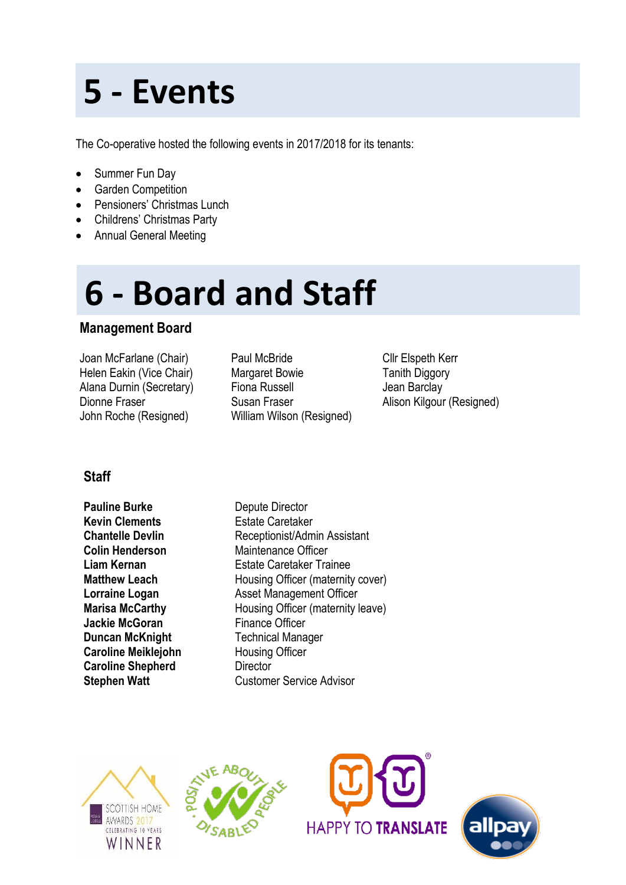# 5 - Events

The Co-operative hosted the following events in 2017/2018 for its tenants:

- Summer Fun Day
- Garden Competition
- Pensioners' Christmas Lunch
- Childrens' Christmas Party
- Annual General Meeting

# 6 - Board and Staff

## Management Board

Joan McFarlane (Chair)
Helen Eakin (Vice Chair)
Alana Durnin (Secretary)
Dionne Fraser
John Roche (Resigned)
Paul McBride
Margaret Bowie
Fiona Russell
Susan Fraser
William Wilson (Resigned)
Cllr Elspeth Kerr
Tanith Diggory
Jean Barclay
Alison Kilgour (Resigned)

## Staff

| | |
|---|---|
| **Pauline Burke** | Depute Director |
| **Kevin Clements** | Estate Caretaker |
| **Chantelle Devlin** | Receptionist/Admin Assistant |
| **Colin Henderson** | Maintenance Officer |
| **Liam Kernan** | Estate Caretaker Trainee |
| **Matthew Leach** | Housing Officer (maternity cover) |
| **Lorraine Logan** | Asset Management Officer |
| **Marisa McCarthy** | Housing Officer (maternity leave) |
| **Jackie McGoran** | Finance Officer |
| **Duncan McKnight** | Technical Manager |
| **Caroline Meiklejohn** | Housing Officer |
| **Caroline Shepherd** | Director |
| **Stephen Watt** | Customer Service Advisor |